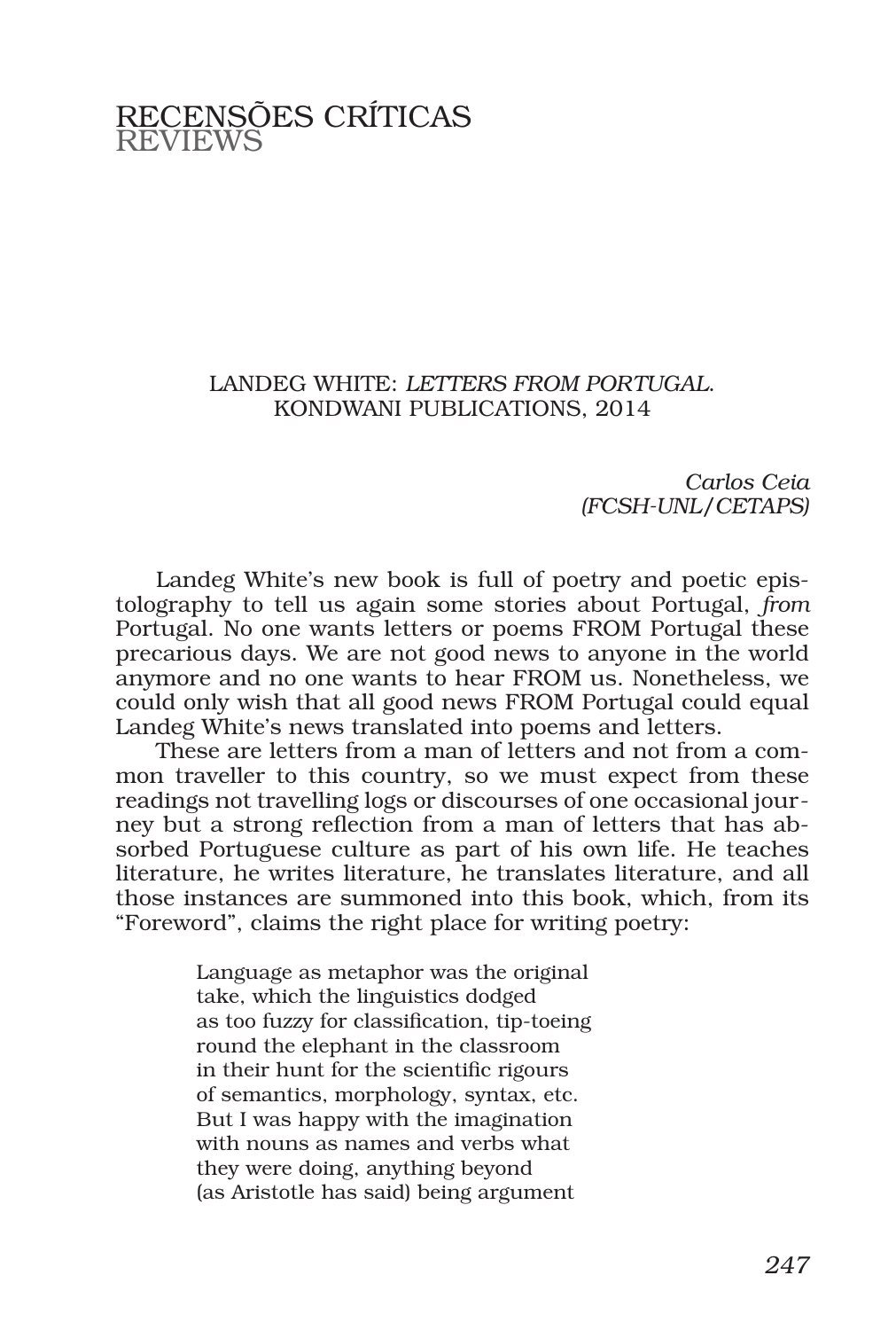# RECENSÕES CRÍTICAS
# REVIEWS

## LANDEG WHITE: *LETTERS FROM PORTUGAL*. KONDWANI PUBLICATIONS, 2014

*Carlos Ceia*
*(FCSH-UNL/CETAPS)*

Landeg White's new book is full of poetry and poetic epistolography to tell us again some stories about Portugal, *from* Portugal. No one wants letters or poems FROM Portugal these precarious days. We are not good news to anyone in the world anymore and no one wants to hear FROM us. Nonetheless, we could only wish that all good news FROM Portugal could equal Landeg White's news translated into poems and letters.

These are letters from a man of letters and not from a common traveller to this country, so we must expect from these readings not travelling logs or discourses of one occasional journey but a strong reflection from a man of letters that has absorbed Portuguese culture as part of his own life. He teaches literature, he writes literature, he translates literature, and all those instances are summoned into this book, which, from its "Foreword", claims the right place for writing poetry:

> Language as metaphor was the original
> take, which the linguistics dodged
> as too fuzzy for classification, tip-toeing
> round the elephant in the classroom
> in their hunt for the scientific rigours
> of semantics, morphology, syntax, etc.
> But I was happy with the imagination
> with nouns as names and verbs what
> they were doing, anything beyond
> (as Aristotle has said) being argument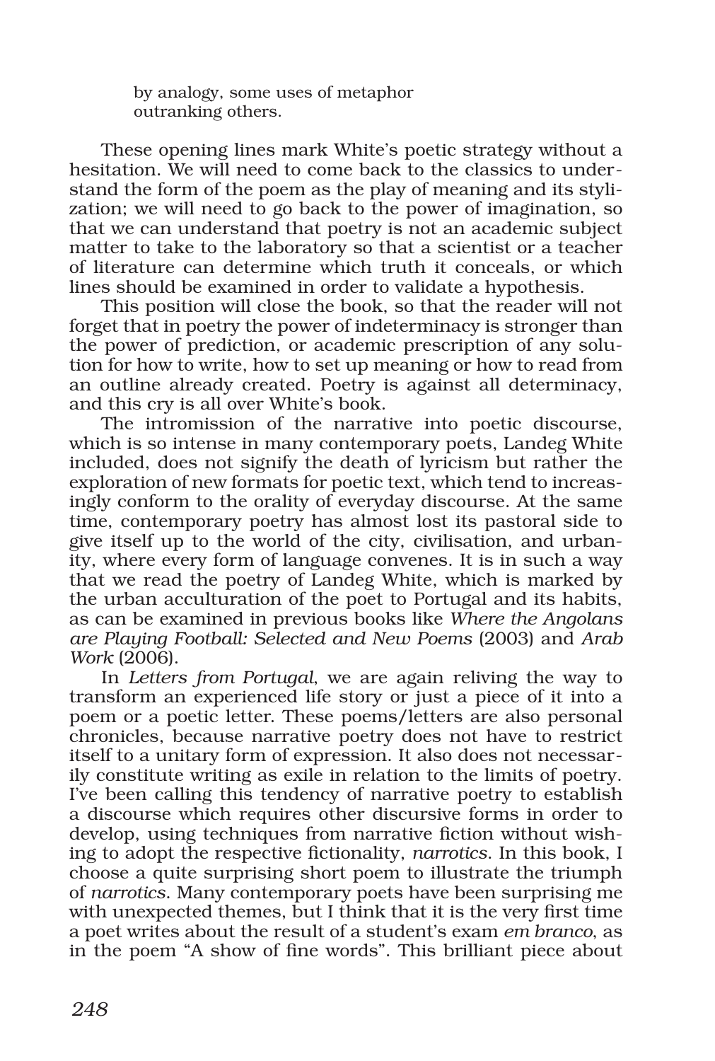by analogy, some uses of metaphor
outranking others.

These opening lines mark White's poetic strategy without a hesitation. We will need to come back to the classics to understand the form of the poem as the play of meaning and its stylization; we will need to go back to the power of imagination, so that we can understand that poetry is not an academic subject matter to take to the laboratory so that a scientist or a teacher of literature can determine which truth it conceals, or which lines should be examined in order to validate a hypothesis.

This position will close the book, so that the reader will not forget that in poetry the power of indeterminacy is stronger than the power of prediction, or academic prescription of any solution for how to write, how to set up meaning or how to read from an outline already created. Poetry is against all determinacy, and this cry is all over White's book.

The intromission of the narrative into poetic discourse, which is so intense in many contemporary poets, Landeg White included, does not signify the death of lyricism but rather the exploration of new formats for poetic text, which tend to increasingly conform to the orality of everyday discourse. At the same time, contemporary poetry has almost lost its pastoral side to give itself up to the world of the city, civilisation, and urbanity, where every form of language convenes. It is in such a way that we read the poetry of Landeg White, which is marked by the urban acculturation of the poet to Portugal and its habits, as can be examined in previous books like *Where the Angolans are Playing Football: Selected and New Poems* (2003) and *Arab Work* (2006).

In *Letters from Portugal*, we are again reliving the way to transform an experienced life story or just a piece of it into a poem or a poetic letter. These poems/letters are also personal chronicles, because narrative poetry does not have to restrict itself to a unitary form of expression. It also does not necessarily constitute writing as exile in relation to the limits of poetry. I've been calling this tendency of narrative poetry to establish a discourse which requires other discursive forms in order to develop, using techniques from narrative fiction without wishing to adopt the respective fictionality, *narrotics*. In this book, I choose a quite surprising short poem to illustrate the triumph of *narrotics*. Many contemporary poets have been surprising me with unexpected themes, but I think that it is the very first time a poet writes about the result of a student's exam *em branco*, as in the poem "A show of fine words". This brilliant piece about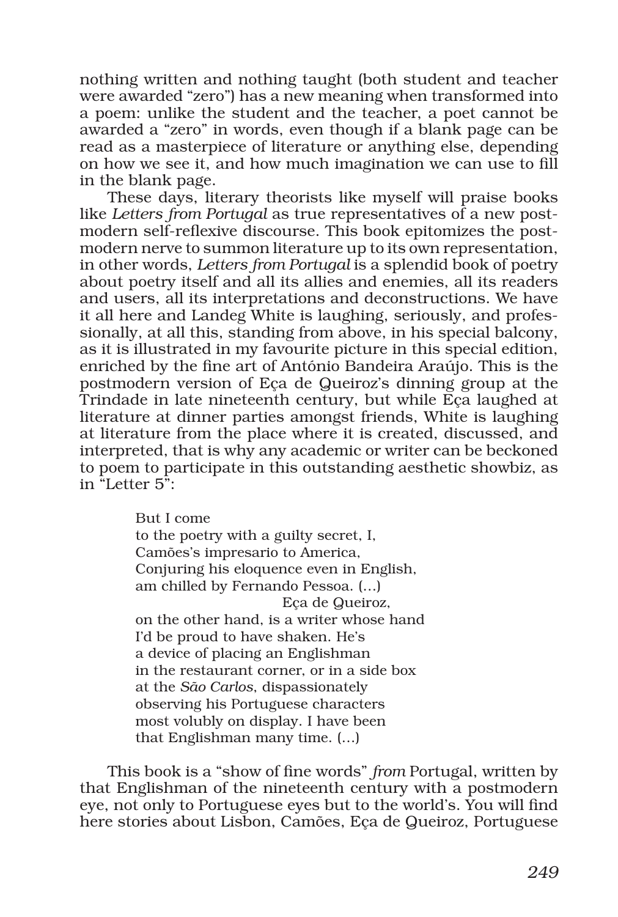nothing written and nothing taught (both student and teacher were awarded "zero") has a new meaning when transformed into a poem: unlike the student and the teacher, a poet cannot be awarded a "zero" in words, even though if a blank page can be read as a masterpiece of literature or anything else, depending on how we see it, and how much imagination we can use to fill in the blank page.

These days, literary theorists like myself will praise books like *Letters from Portugal* as true representatives of a new post-modern self-reflexive discourse. This book epitomizes the post-modern nerve to summon literature up to its own representation, in other words, *Letters from Portugal* is a splendid book of poetry about poetry itself and all its allies and enemies, all its readers and users, all its interpretations and deconstructions. We have it all here and Landeg White is laughing, seriously, and professionally, at all this, standing from above, in his special balcony, as it is illustrated in my favourite picture in this special edition, enriched by the fine art of António Bandeira Araújo. This is the postmodern version of Eça de Queiroz's dinning group at the Trindade in late nineteenth century, but while Eça laughed at literature at dinner parties amongst friends, White is laughing at literature from the place where it is created, discussed, and interpreted, that is why any academic or writer can be beckoned to poem to participate in this outstanding aesthetic showbiz, as in "Letter 5":

> But I come
> to the poetry with a guilty secret, I,
> Camões's impresario to America,
> Conjuring his eloquence even in English,
> am chilled by Fernando Pessoa. (...)
>                                         Eça de Queiroz,
> on the other hand, is a writer whose hand
> I'd be proud to have shaken. He's
> a device of placing an Englishman
> in the restaurant corner, or in a side box
> at the *São Carlos*, dispassionately
> observing his Portuguese characters
> most volubly on display. I have been
> that Englishman many time. (...)

This book is a "show of fine words" *from* Portugal, written by that Englishman of the nineteenth century with a postmodern eye, not only to Portuguese eyes but to the world's. You will find here stories about Lisbon, Camões, Eça de Queiroz, Portuguese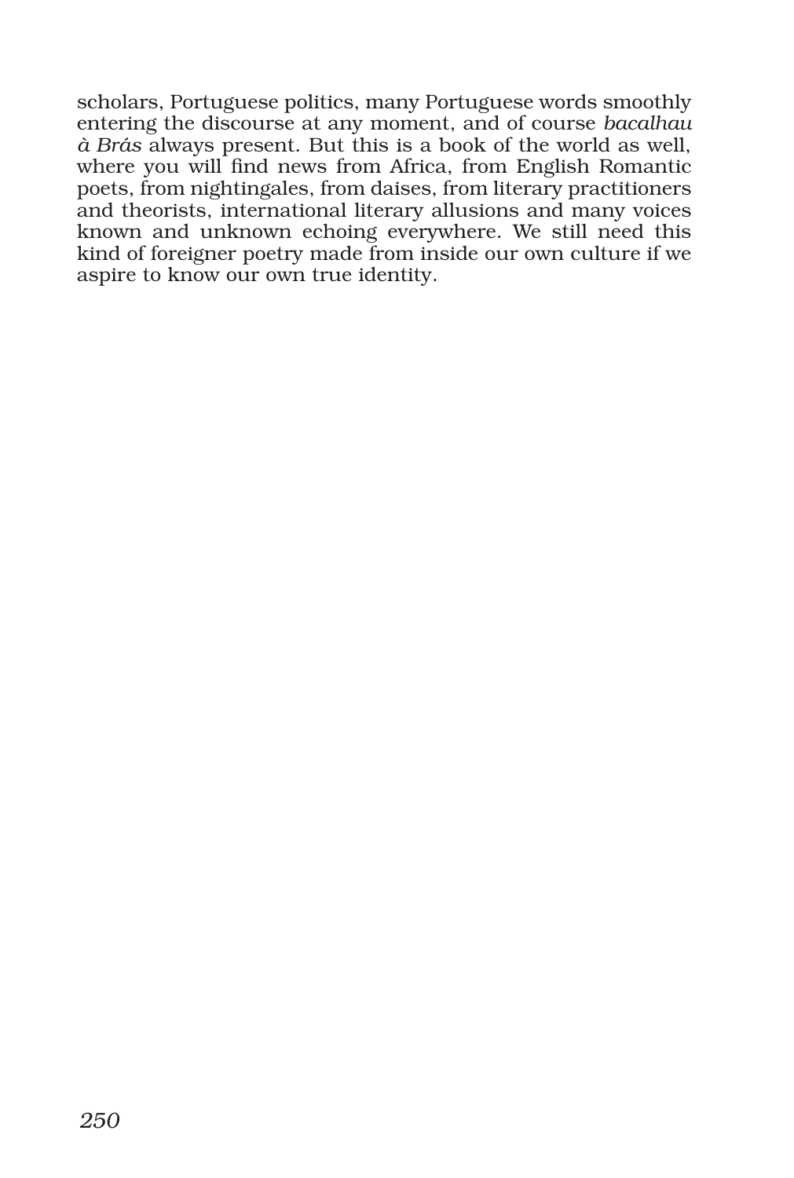scholars, Portuguese politics, many Portuguese words smoothly entering the discourse at any moment, and of course *bacalhau à Brás* always present. But this is a book of the world as well, where you will find news from Africa, from English Romantic poets, from nightingales, from daises, from literary practitioners and theorists, international literary allusions and many voices known and unknown echoing everywhere. We still need this kind of foreigner poetry made from inside our own culture if we aspire to know our own true identity.